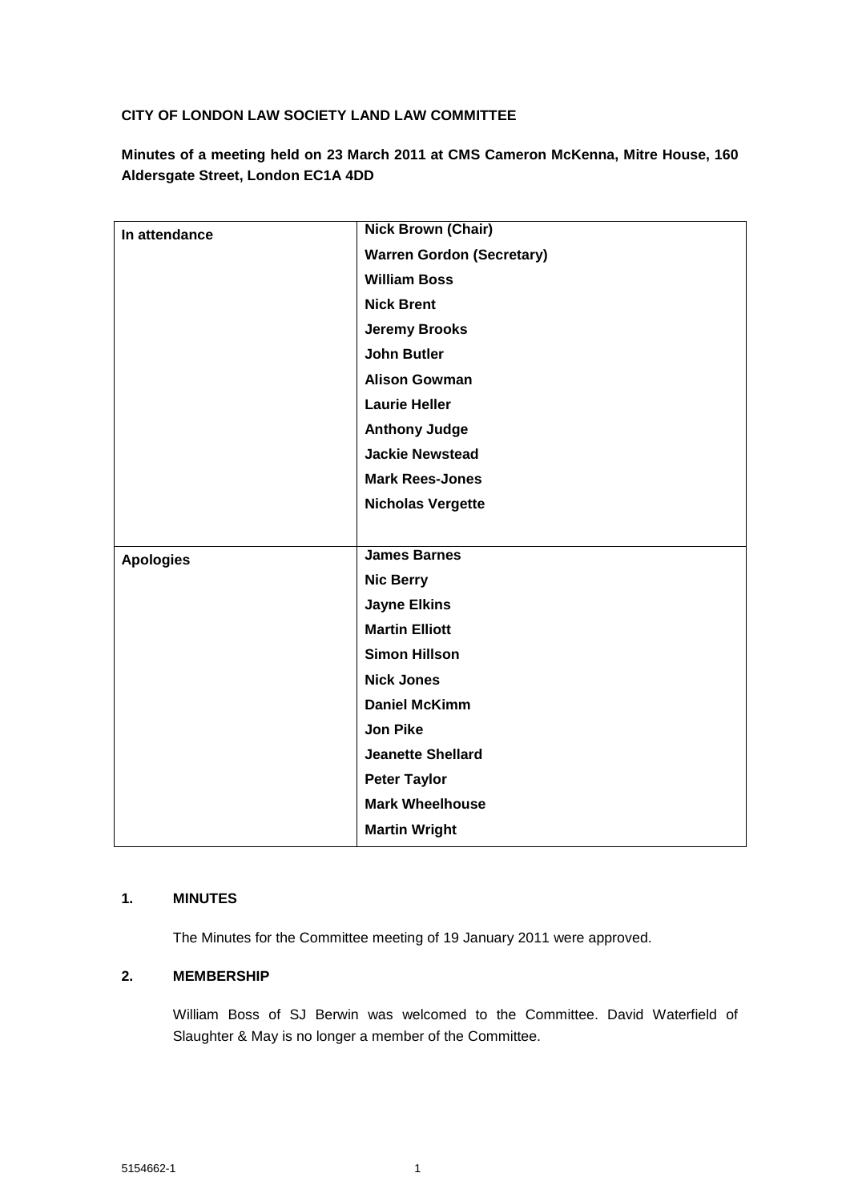**CITY OF LONDON LAW SOCIETY LAND LAW COMMITTEE**

**Minutes of a meeting held on 23 March 2011 at CMS Cameron McKenna, Mitre House, 160 Aldersgate Street, London EC1A 4DD**

| | |
|---|---|
| **In attendance** | **Nick Brown (Chair)** |
| | **Warren Gordon (Secretary)** |
| | **William Boss** |
| | **Nick Brent** |
| | **Jeremy Brooks** |
| | **John Butler** |
| | **Alison Gowman** |
| | **Laurie Heller** |
| | **Anthony Judge** |
| | **Jackie Newstead** |
| | **Mark Rees-Jones** |
| | **Nicholas Vergette** |
| **Apologies** | **James Barnes** |
| | **Nic Berry** |
| | **Jayne Elkins** |
| | **Martin Elliott** |
| | **Simon Hillson** |
| | **Nick Jones** |
| | **Daniel McKimm** |
| | **Jon Pike** |
| | **Jeanette Shellard** |
| | **Peter Taylor** |
| | **Mark Wheelhouse** |
| | **Martin Wright** |

## 1. MINUTES

The Minutes for the Committee meeting of 19 January 2011 were approved.

## 2. MEMBERSHIP

William Boss of SJ Berwin was welcomed to the Committee. David Waterfield of Slaughter & May is no longer a member of the Committee.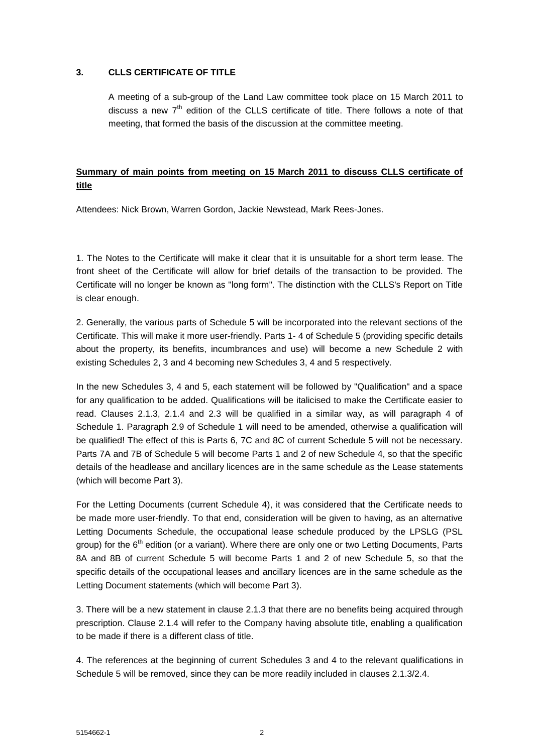## 3. CLLS CERTIFICATE OF TITLE

A meeting of a sub-group of the Land Law committee took place on 15 March 2011 to discuss a new 7th edition of the CLLS certificate of title. There follows a note of that meeting, that formed the basis of the discussion at the committee meeting.

**<u>Summary of main points from meeting on 15 March 2011 to discuss CLLS certificate of title</u>**

Attendees: Nick Brown, Warren Gordon, Jackie Newstead, Mark Rees-Jones.

1. The Notes to the Certificate will make it clear that it is unsuitable for a short term lease. The front sheet of the Certificate will allow for brief details of the transaction to be provided. The Certificate will no longer be known as "long form". The distinction with the CLLS's Report on Title is clear enough.

2. Generally, the various parts of Schedule 5 will be incorporated into the relevant sections of the Certificate. This will make it more user-friendly. Parts 1- 4 of Schedule 5 (providing specific details about the property, its benefits, incumbrances and use) will become a new Schedule 2 with existing Schedules 2, 3 and 4 becoming new Schedules 3, 4 and 5 respectively.

In the new Schedules 3, 4 and 5, each statement will be followed by "Qualification" and a space for any qualification to be added. Qualifications will be italicised to make the Certificate easier to read. Clauses 2.1.3, 2.1.4 and 2.3 will be qualified in a similar way, as will paragraph 4 of Schedule 1. Paragraph 2.9 of Schedule 1 will need to be amended, otherwise a qualification will be qualified! The effect of this is Parts 6, 7C and 8C of current Schedule 5 will not be necessary. Parts 7A and 7B of Schedule 5 will become Parts 1 and 2 of new Schedule 4, so that the specific details of the headlease and ancillary licences are in the same schedule as the Lease statements (which will become Part 3).

For the Letting Documents (current Schedule 4), it was considered that the Certificate needs to be made more user-friendly. To that end, consideration will be given to having, as an alternative Letting Documents Schedule, the occupational lease schedule produced by the LPSLG (PSL group) for the 6th edition (or a variant). Where there are only one or two Letting Documents, Parts 8A and 8B of current Schedule 5 will become Parts 1 and 2 of new Schedule 5, so that the specific details of the occupational leases and ancillary licences are in the same schedule as the Letting Document statements (which will become Part 3).

3. There will be a new statement in clause 2.1.3 that there are no benefits being acquired through prescription. Clause 2.1.4 will refer to the Company having absolute title, enabling a qualification to be made if there is a different class of title.

4. The references at the beginning of current Schedules 3 and 4 to the relevant qualifications in Schedule 5 will be removed, since they can be more readily included in clauses 2.1.3/2.4.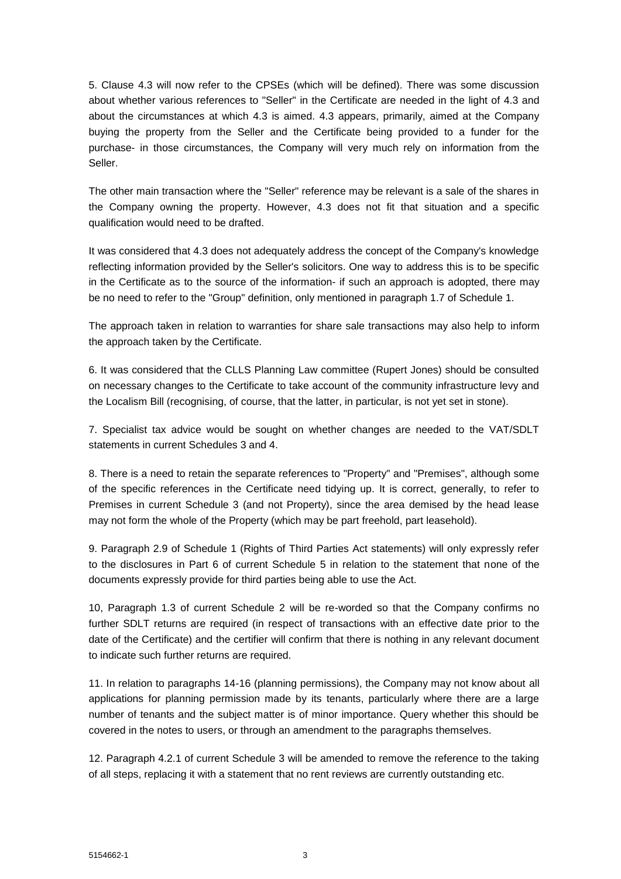5. Clause 4.3 will now refer to the CPSEs (which will be defined). There was some discussion about whether various references to "Seller" in the Certificate are needed in the light of 4.3 and about the circumstances at which 4.3 is aimed. 4.3 appears, primarily, aimed at the Company buying the property from the Seller and the Certificate being provided to a funder for the purchase- in those circumstances, the Company will very much rely on information from the Seller.

The other main transaction where the "Seller" reference may be relevant is a sale of the shares in the Company owning the property. However, 4.3 does not fit that situation and a specific qualification would need to be drafted.

It was considered that 4.3 does not adequately address the concept of the Company's knowledge reflecting information provided by the Seller's solicitors. One way to address this is to be specific in the Certificate as to the source of the information- if such an approach is adopted, there may be no need to refer to the "Group" definition, only mentioned in paragraph 1.7 of Schedule 1.

The approach taken in relation to warranties for share sale transactions may also help to inform the approach taken by the Certificate.

6. It was considered that the CLLS Planning Law committee (Rupert Jones) should be consulted on necessary changes to the Certificate to take account of the community infrastructure levy and the Localism Bill (recognising, of course, that the latter, in particular, is not yet set in stone).

7. Specialist tax advice would be sought on whether changes are needed to the VAT/SDLT statements in current Schedules 3 and 4.

8. There is a need to retain the separate references to "Property" and "Premises", although some of the specific references in the Certificate need tidying up. It is correct, generally, to refer to Premises in current Schedule 3 (and not Property), since the area demised by the head lease may not form the whole of the Property (which may be part freehold, part leasehold).

9. Paragraph 2.9 of Schedule 1 (Rights of Third Parties Act statements) will only expressly refer to the disclosures in Part 6 of current Schedule 5 in relation to the statement that none of the documents expressly provide for third parties being able to use the Act.

10, Paragraph 1.3 of current Schedule 2 will be re-worded so that the Company confirms no further SDLT returns are required (in respect of transactions with an effective date prior to the date of the Certificate) and the certifier will confirm that there is nothing in any relevant document to indicate such further returns are required.

11. In relation to paragraphs 14-16 (planning permissions), the Company may not know about all applications for planning permission made by its tenants, particularly where there are a large number of tenants and the subject matter is of minor importance. Query whether this should be covered in the notes to users, or through an amendment to the paragraphs themselves.

12. Paragraph 4.2.1 of current Schedule 3 will be amended to remove the reference to the taking of all steps, replacing it with a statement that no rent reviews are currently outstanding etc.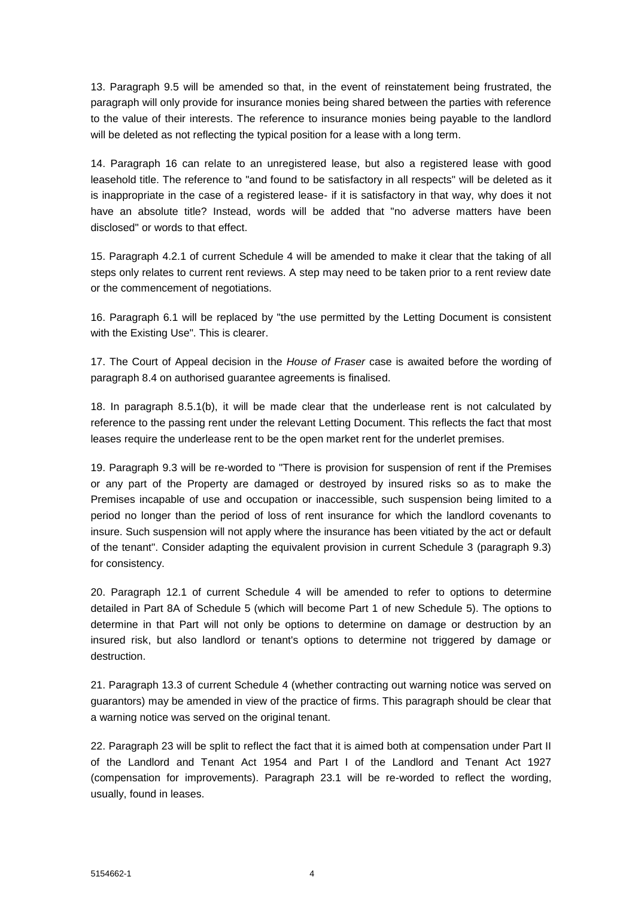13. Paragraph 9.5 will be amended so that, in the event of reinstatement being frustrated, the paragraph will only provide for insurance monies being shared between the parties with reference to the value of their interests. The reference to insurance monies being payable to the landlord will be deleted as not reflecting the typical position for a lease with a long term.

14. Paragraph 16 can relate to an unregistered lease, but also a registered lease with good leasehold title. The reference to "and found to be satisfactory in all respects" will be deleted as it is inappropriate in the case of a registered lease- if it is satisfactory in that way, why does it not have an absolute title? Instead, words will be added that "no adverse matters have been disclosed" or words to that effect.

15. Paragraph 4.2.1 of current Schedule 4 will be amended to make it clear that the taking of all steps only relates to current rent reviews. A step may need to be taken prior to a rent review date or the commencement of negotiations.

16. Paragraph 6.1 will be replaced by "the use permitted by the Letting Document is consistent with the Existing Use". This is clearer.

17. The Court of Appeal decision in the *House of Fraser* case is awaited before the wording of paragraph 8.4 on authorised guarantee agreements is finalised.

18. In paragraph 8.5.1(b), it will be made clear that the underlease rent is not calculated by reference to the passing rent under the relevant Letting Document. This reflects the fact that most leases require the underlease rent to be the open market rent for the underlet premises.

19. Paragraph 9.3 will be re-worded to "There is provision for suspension of rent if the Premises or any part of the Property are damaged or destroyed by insured risks so as to make the Premises incapable of use and occupation or inaccessible, such suspension being limited to a period no longer than the period of loss of rent insurance for which the landlord covenants to insure. Such suspension will not apply where the insurance has been vitiated by the act or default of the tenant". Consider adapting the equivalent provision in current Schedule 3 (paragraph 9.3) for consistency.

20. Paragraph 12.1 of current Schedule 4 will be amended to refer to options to determine detailed in Part 8A of Schedule 5 (which will become Part 1 of new Schedule 5). The options to determine in that Part will not only be options to determine on damage or destruction by an insured risk, but also landlord or tenant's options to determine not triggered by damage or destruction.

21. Paragraph 13.3 of current Schedule 4 (whether contracting out warning notice was served on guarantors) may be amended in view of the practice of firms. This paragraph should be clear that a warning notice was served on the original tenant.

22. Paragraph 23 will be split to reflect the fact that it is aimed both at compensation under Part II of the Landlord and Tenant Act 1954 and Part I of the Landlord and Tenant Act 1927 (compensation for improvements). Paragraph 23.1 will be re-worded to reflect the wording, usually, found in leases.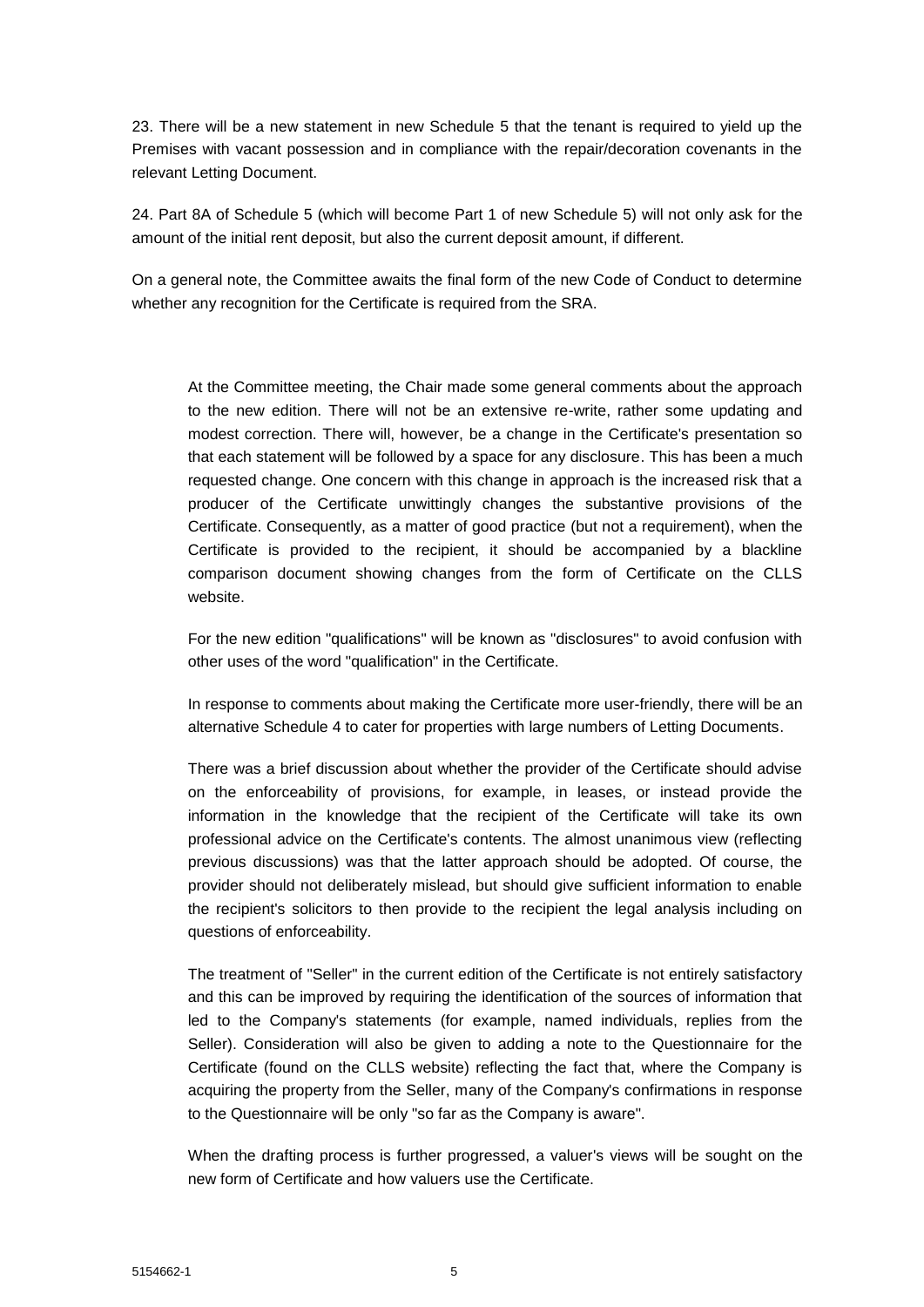23. There will be a new statement in new Schedule 5 that the tenant is required to yield up the Premises with vacant possession and in compliance with the repair/decoration covenants in the relevant Letting Document.

24. Part 8A of Schedule 5 (which will become Part 1 of new Schedule 5) will not only ask for the amount of the initial rent deposit, but also the current deposit amount, if different.

On a general note, the Committee awaits the final form of the new Code of Conduct to determine whether any recognition for the Certificate is required from the SRA.

> At the Committee meeting, the Chair made some general comments about the approach to the new edition. There will not be an extensive re-write, rather some updating and modest correction. There will, however, be a change in the Certificate's presentation so that each statement will be followed by a space for any disclosure. This has been a much requested change. One concern with this change in approach is the increased risk that a producer of the Certificate unwittingly changes the substantive provisions of the Certificate. Consequently, as a matter of good practice (but not a requirement), when the Certificate is provided to the recipient, it should be accompanied by a blackline comparison document showing changes from the form of Certificate on the CLLS website.
>
> For the new edition "qualifications" will be known as "disclosures" to avoid confusion with other uses of the word "qualification" in the Certificate.
>
> In response to comments about making the Certificate more user-friendly, there will be an alternative Schedule 4 to cater for properties with large numbers of Letting Documents.
>
> There was a brief discussion about whether the provider of the Certificate should advise on the enforceability of provisions, for example, in leases, or instead provide the information in the knowledge that the recipient of the Certificate will take its own professional advice on the Certificate's contents. The almost unanimous view (reflecting previous discussions) was that the latter approach should be adopted. Of course, the provider should not deliberately mislead, but should give sufficient information to enable the recipient's solicitors to then provide to the recipient the legal analysis including on questions of enforceability.
>
> The treatment of "Seller" in the current edition of the Certificate is not entirely satisfactory and this can be improved by requiring the identification of the sources of information that led to the Company's statements (for example, named individuals, replies from the Seller). Consideration will also be given to adding a note to the Questionnaire for the Certificate (found on the CLLS website) reflecting the fact that, where the Company is acquiring the property from the Seller, many of the Company's confirmations in response to the Questionnaire will be only "so far as the Company is aware".
>
> When the drafting process is further progressed, a valuer's views will be sought on the new form of Certificate and how valuers use the Certificate.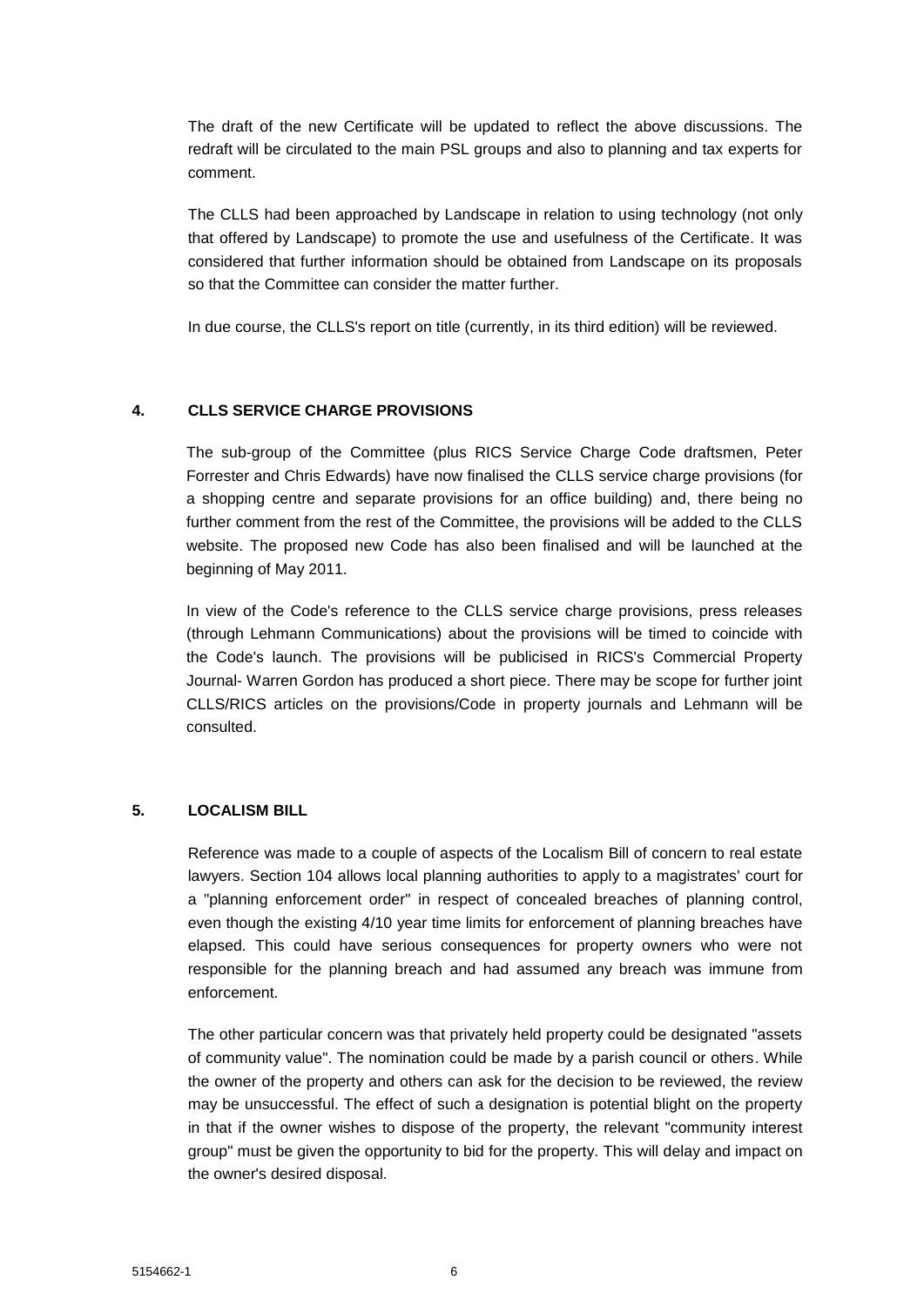The draft of the new Certificate will be updated to reflect the above discussions. The redraft will be circulated to the main PSL groups and also to planning and tax experts for comment.

The CLLS had been approached by Landscape in relation to using technology (not only that offered by Landscape) to promote the use and usefulness of the Certificate. It was considered that further information should be obtained from Landscape on its proposals so that the Committee can consider the matter further.

In due course, the CLLS's report on title (currently, in its third edition) will be reviewed.

## 4. CLLS SERVICE CHARGE PROVISIONS

The sub-group of the Committee (plus RICS Service Charge Code draftsmen, Peter Forrester and Chris Edwards) have now finalised the CLLS service charge provisions (for a shopping centre and separate provisions for an office building) and, there being no further comment from the rest of the Committee, the provisions will be added to the CLLS website. The proposed new Code has also been finalised and will be launched at the beginning of May 2011.

In view of the Code's reference to the CLLS service charge provisions, press releases (through Lehmann Communications) about the provisions will be timed to coincide with the Code's launch. The provisions will be publicised in RICS's Commercial Property Journal- Warren Gordon has produced a short piece. There may be scope for further joint CLLS/RICS articles on the provisions/Code in property journals and Lehmann will be consulted.

## 5. LOCALISM BILL

Reference was made to a couple of aspects of the Localism Bill of concern to real estate lawyers. Section 104 allows local planning authorities to apply to a magistrates' court for a "planning enforcement order" in respect of concealed breaches of planning control, even though the existing 4/10 year time limits for enforcement of planning breaches have elapsed. This could have serious consequences for property owners who were not responsible for the planning breach and had assumed any breach was immune from enforcement.

The other particular concern was that privately held property could be designated "assets of community value". The nomination could be made by a parish council or others. While the owner of the property and others can ask for the decision to be reviewed, the review may be unsuccessful. The effect of such a designation is potential blight on the property in that if the owner wishes to dispose of the property, the relevant "community interest group" must be given the opportunity to bid for the property. This will delay and impact on the owner's desired disposal.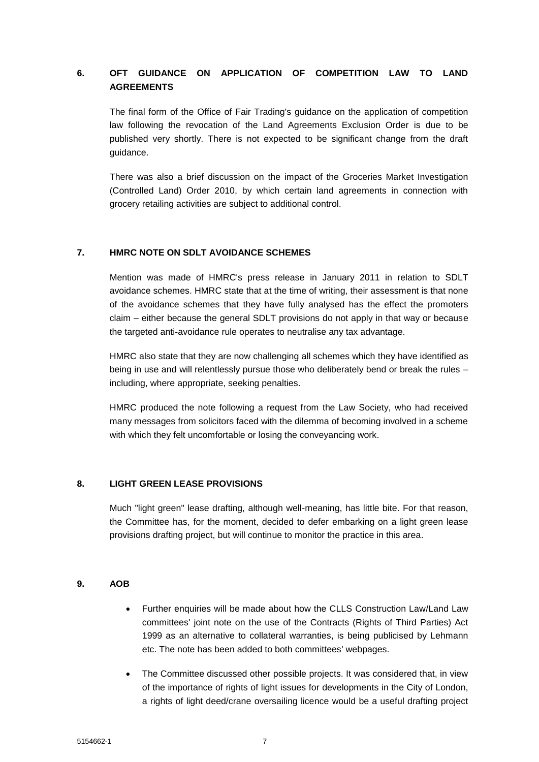## 6. OFT GUIDANCE ON APPLICATION OF COMPETITION LAW TO LAND AGREEMENTS

The final form of the Office of Fair Trading's guidance on the application of competition law following the revocation of the Land Agreements Exclusion Order is due to be published very shortly. There is not expected to be significant change from the draft guidance.

There was also a brief discussion on the impact of the Groceries Market Investigation (Controlled Land) Order 2010, by which certain land agreements in connection with grocery retailing activities are subject to additional control.

## 7. HMRC NOTE ON SDLT AVOIDANCE SCHEMES

Mention was made of HMRC's press release in January 2011 in relation to SDLT avoidance schemes. HMRC state that at the time of writing, their assessment is that none of the avoidance schemes that they have fully analysed has the effect the promoters claim – either because the general SDLT provisions do not apply in that way or because the targeted anti-avoidance rule operates to neutralise any tax advantage.

HMRC also state that they are now challenging all schemes which they have identified as being in use and will relentlessly pursue those who deliberately bend or break the rules – including, where appropriate, seeking penalties.

HMRC produced the note following a request from the Law Society, who had received many messages from solicitors faced with the dilemma of becoming involved in a scheme with which they felt uncomfortable or losing the conveyancing work.

## 8. LIGHT GREEN LEASE PROVISIONS

Much "light green" lease drafting, although well-meaning, has little bite. For that reason, the Committee has, for the moment, decided to defer embarking on a light green lease provisions drafting project, but will continue to monitor the practice in this area.

## 9. AOB

- Further enquiries will be made about how the CLLS Construction Law/Land Law committees' joint note on the use of the Contracts (Rights of Third Parties) Act 1999 as an alternative to collateral warranties, is being publicised by Lehmann etc. The note has been added to both committees' webpages.
- The Committee discussed other possible projects. It was considered that, in view of the importance of rights of light issues for developments in the City of London, a rights of light deed/crane oversailing licence would be a useful drafting project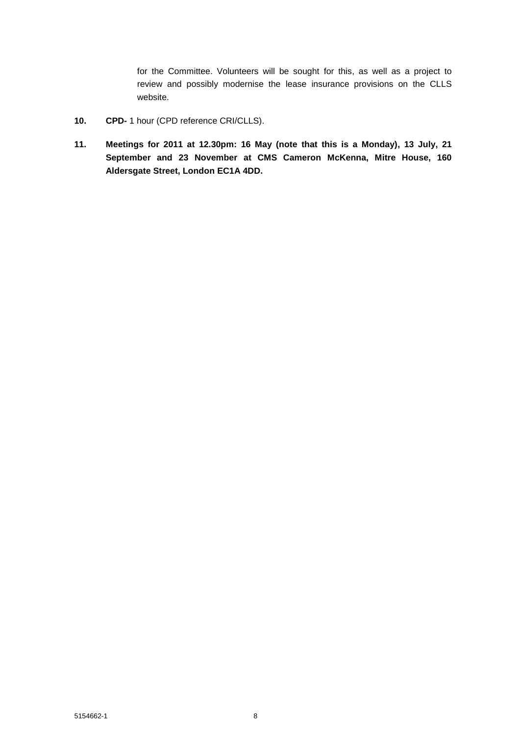for the Committee. Volunteers will be sought for this, as well as a project to review and possibly modernise the lease insurance provisions on the CLLS website.

10. **CPD-** 1 hour (CPD reference CRI/CLLS).

11. **Meetings for 2011 at 12.30pm: 16 May (note that this is a Monday), 13 July, 21 September and 23 November at CMS Cameron McKenna, Mitre House, 160 Aldersgate Street, London EC1A 4DD.**